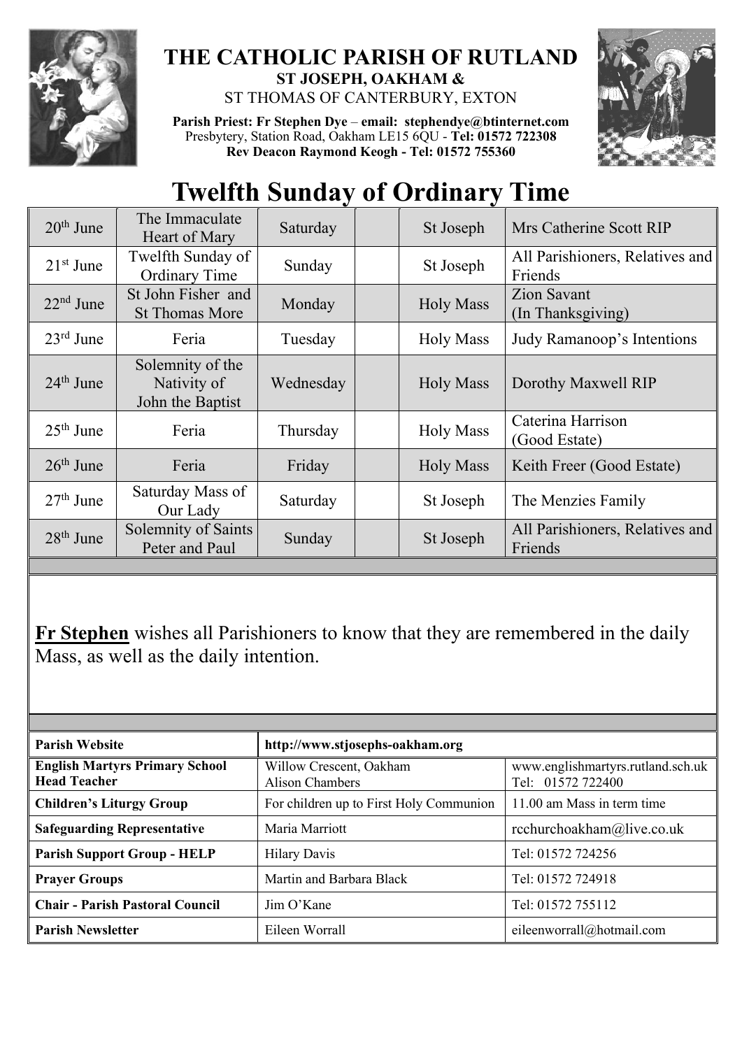# THE CATHOLIC PARISH OF RUTLAND

**ST JOSEPH, OAKHAM &**

ST THOMAS OF CANTERBURY, EXTON

**Parish Priest: Fr Stephen Dye – email: stephendye@btinternet.com**
Presbytery, Station Road, Oakham LE15 6QU - **Tel: 01572 722308**
**Rev Deacon Raymond Keogh - Tel: 01572 755360**

# Twelfth Sunday of Ordinary Time

| | | | | | |
|---|---|---|---|---|---|
| 20th June | The Immaculate Heart of Mary | Saturday | | St Joseph | Mrs Catherine Scott RIP |
| 21st June | Twelfth Sunday of Ordinary Time | Sunday | | St Joseph | All Parishioners, Relatives and Friends |
| 22nd June | St John Fisher and St Thomas More | Monday | | Holy Mass | Zion Savant (In Thanksgiving) |
| 23rd June | Feria | Tuesday | | Holy Mass | Judy Ramanoop's Intentions |
| 24th June | Solemnity of the Nativity of John the Baptist | Wednesday | | Holy Mass | Dorothy Maxwell RIP |
| 25th June | Feria | Thursday | | Holy Mass | Caterina Harrison (Good Estate) |
| 26th June | Feria | Friday | | Holy Mass | Keith Freer (Good Estate) |
| 27th June | Saturday Mass of Our Lady | Saturday | | St Joseph | The Menzies Family |
| 28th June | Solemnity of Saints Peter and Paul | Sunday | | St Joseph | All Parishioners, Relatives and Friends |

**Fr Stephen** wishes all Parishioners to know that they are remembered in the daily Mass, as well as the daily intention.

| **Parish Website** | **http://www.stjosephs-oakham.org** | |
|---|---|---|
| **English Martyrs Primary School Head Teacher** | Willow Crescent, Oakham Alison Chambers | www.englishmartyrs.rutland.sch.uk Tel: 01572 722400 |
| **Children's Liturgy Group** | For children up to First Holy Communion | 11.00 am Mass in term time |
| **Safeguarding Representative** | Maria Marriott | rcchurchoakham@live.co.uk |
| **Parish Support Group - HELP** | Hilary Davis | Tel: 01572 724256 |
| **Prayer Groups** | Martin and Barbara Black | Tel: 01572 724918 |
| **Chair - Parish Pastoral Council** | Jim O'Kane | Tel: 01572 755112 |
| **Parish Newsletter** | Eileen Worrall | eileenworrall@hotmail.com |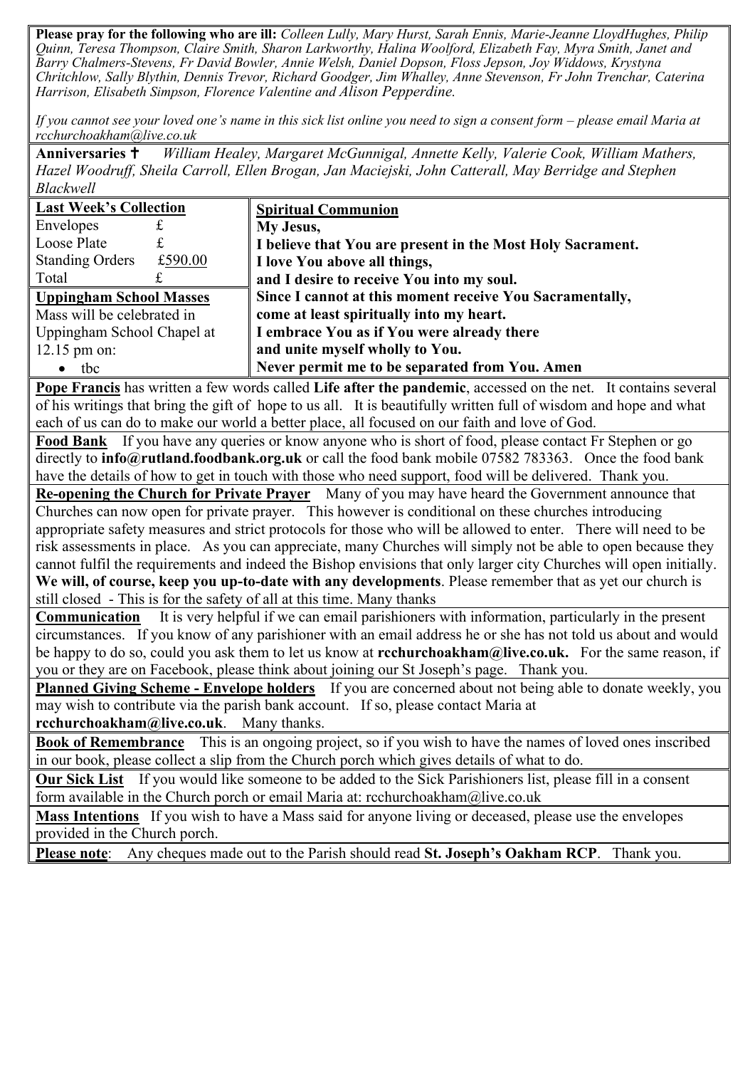**Please pray for the following who are ill:** *Colleen Lully, Mary Hurst, Sarah Ennis, Marie-Jeanne LloydHughes, Philip Quinn, Teresa Thompson, Claire Smith, Sharon Larkworthy, Halina Woolford, Elizabeth Fay, Myra Smith, Janet and Barry Chalmers-Stevens, Fr David Bowler, Annie Welsh, Daniel Dopson, Floss Jepson, Joy Widdows, Krystyna Chritchlow, Sally Blythin, Dennis Trevor, Richard Goodger, Jim Whalley, Anne Stevenson, Fr John Trenchar, Caterina Harrison, Elisabeth Simpson, Florence Valentine and Alison Pepperdine.*

*If you cannot see your loved one's name in this sick list online you need to sign a consent form – please email Maria at rcchurchoakham@live.co.uk*

**Anniversaries ✝** *William Healey, Margaret McGunnigal, Annette Kelly, Valerie Cook, William Mathers, Hazel Woodruff, Sheila Carroll, Ellen Brogan, Jan Maciejski, John Catterall, May Berridge and Stephen Blackwell*

**Last Week's Collection**

| | |
|---|---|
| Envelopes | £ |
| Loose Plate | £ |
| Standing Orders | £590.00 |
| Total | £ |

**Uppingham School Masses**

Mass will be celebrated in Uppingham School Chapel at 12.15 pm on:

- tbc

**Spiritual Communion**

**My Jesus,**
**I believe that You are present in the Most Holy Sacrament.**
**I love You above all things,**
**and I desire to receive You into my soul.**
**Since I cannot at this moment receive You Sacramentally,**
**come at least spiritually into my heart.**
**I embrace You as if You were already there**
**and unite myself wholly to You.**
**Never permit me to be separated from You. Amen**

**Pope Francis** has written a few words called **Life after the pandemic**, accessed on the net. It contains several of his writings that bring the gift of hope to us all. It is beautifully written full of wisdom and hope and what each of us can do to make our world a better place, all focused on our faith and love of God.

**Food Bank** If you have any queries or know anyone who is short of food, please contact Fr Stephen or go directly to **info@rutland.foodbank.org.uk** or call the food bank mobile 07582 783363. Once the food bank have the details of how to get in touch with those who need support, food will be delivered. Thank you.

**Re-opening the Church for Private Prayer** Many of you may have heard the Government announce that Churches can now open for private prayer. This however is conditional on these churches introducing appropriate safety measures and strict protocols for those who will be allowed to enter. There will need to be risk assessments in place. As you can appreciate, many Churches will simply not be able to open because they cannot fulfil the requirements and indeed the Bishop envisions that only larger city Churches will open initially. **We will, of course, keep you up-to-date with any developments**. Please remember that as yet our church is still closed - This is for the safety of all at this time. Many thanks

**Communication** It is very helpful if we can email parishioners with information, particularly in the present circumstances. If you know of any parishioner with an email address he or she has not told us about and would be happy to do so, could you ask them to let us know at **rcchurchoakham@live.co.uk.** For the same reason, if you or they are on Facebook, please think about joining our St Joseph's page. Thank you.

**Planned Giving Scheme - Envelope holders** If you are concerned about not being able to donate weekly, you may wish to contribute via the parish bank account. If so, please contact Maria at **rcchurchoakham@live.co.uk**. Many thanks.

**Book of Remembrance** This is an ongoing project, so if you wish to have the names of loved ones inscribed in our book, please collect a slip from the Church porch which gives details of what to do.

**Our Sick List** If you would like someone to be added to the Sick Parishioners list, please fill in a consent form available in the Church porch or email Maria at: rcchurchoakham@live.co.uk

**Mass Intentions** If you wish to have a Mass said for anyone living or deceased, please use the envelopes provided in the Church porch.

**Please note**: Any cheques made out to the Parish should read **St. Joseph's Oakham RCP**. Thank you.